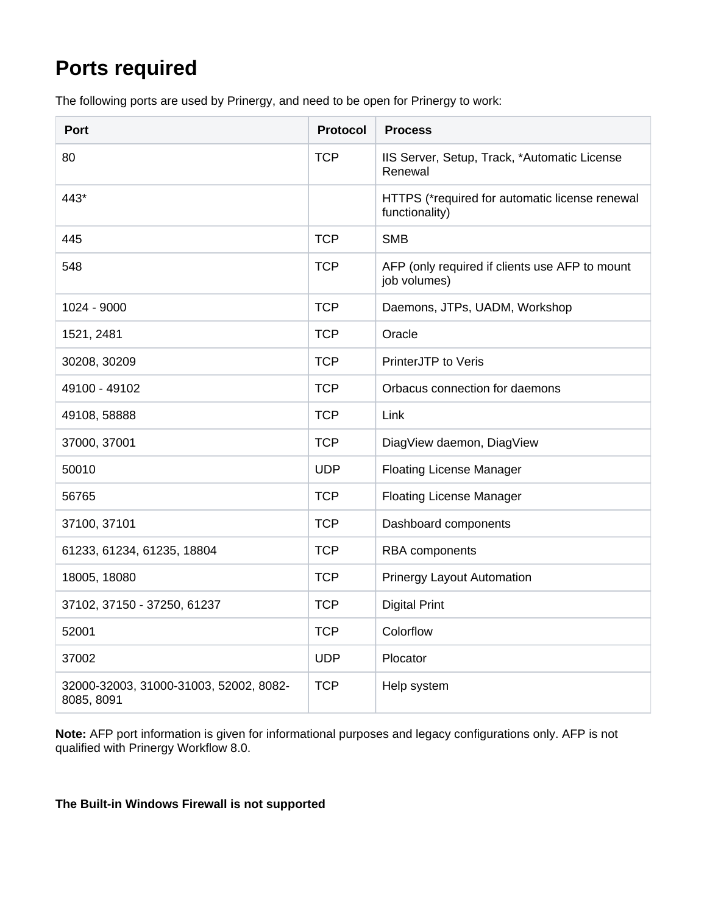# Ports required

The following ports are used by Prinergy, and need to be open for Prinergy to work:

| Port | Protocol | Process |
|---|---|---|
| 80 | TCP | IIS Server, Setup, Track, *Automatic License Renewal |
| 443* | | HTTPS (*required for automatic license renewal functionality) |
| 445 | TCP | SMB |
| 548 | TCP | AFP (only required if clients use AFP to mount job volumes) |
| 1024 - 9000 | TCP | Daemons, JTPs, UADM, Workshop |
| 1521, 2481 | TCP | Oracle |
| 30208, 30209 | TCP | PrinterJTP to Veris |
| 49100 - 49102 | TCP | Orbacus connection for daemons |
| 49108, 58888 | TCP | Link |
| 37000, 37001 | TCP | DiagView daemon, DiagView |
| 50010 | UDP | Floating License Manager |
| 56765 | TCP | Floating License Manager |
| 37100, 37101 | TCP | Dashboard components |
| 61233, 61234, 61235, 18804 | TCP | RBA components |
| 18005, 18080 | TCP | Prinergy Layout Automation |
| 37102, 37150 - 37250, 61237 | TCP | Digital Print |
| 52001 | TCP | Colorflow |
| 37002 | UDP | Plocator |
| 32000-32003, 31000-31003, 52002, 8082-8085, 8091 | TCP | Help system |

**Note:** AFP port information is given for informational purposes and legacy configurations only. AFP is not qualified with Prinergy Workflow 8.0.

**The Built-in Windows Firewall is not supported**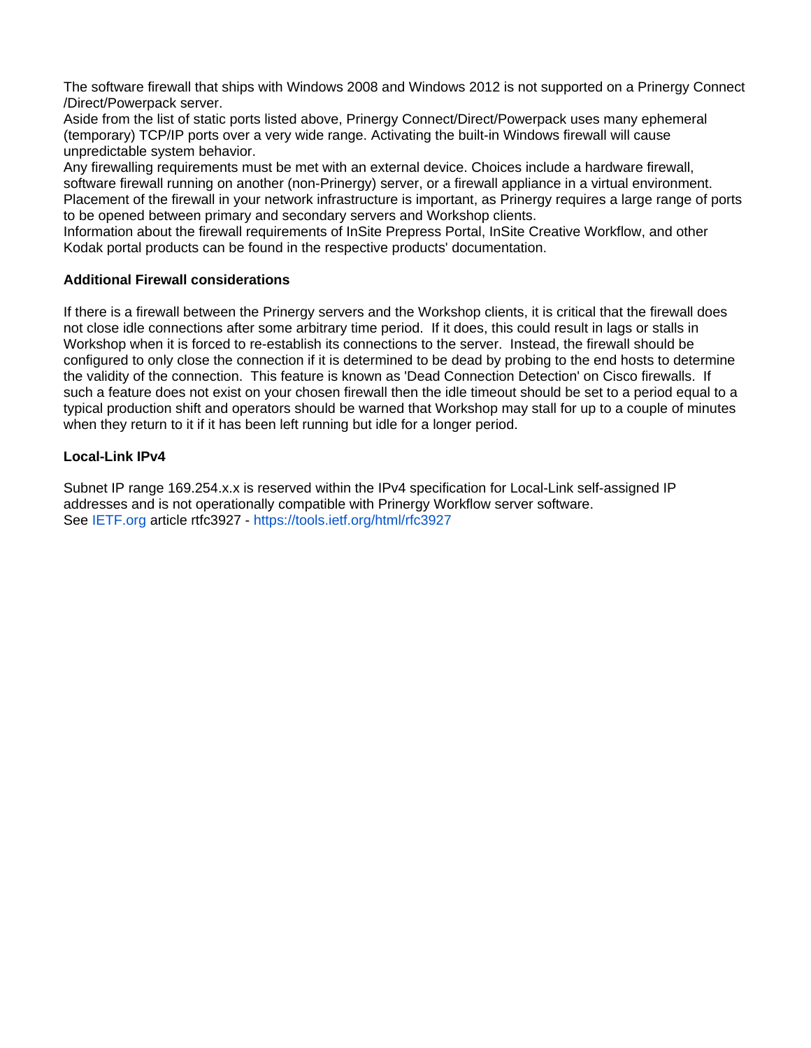The software firewall that ships with Windows 2008 and Windows 2012 is not supported on a Prinergy Connect /Direct/Powerpack server.

Aside from the list of static ports listed above, Prinergy Connect/Direct/Powerpack uses many ephemeral (temporary) TCP/IP ports over a very wide range. Activating the built-in Windows firewall will cause unpredictable system behavior.

Any firewalling requirements must be met with an external device. Choices include a hardware firewall, software firewall running on another (non-Prinergy) server, or a firewall appliance in a virtual environment.

Placement of the firewall in your network infrastructure is important, as Prinergy requires a large range of ports to be opened between primary and secondary servers and Workshop clients.

Information about the firewall requirements of InSite Prepress Portal, InSite Creative Workflow, and other Kodak portal products can be found in the respective products' documentation.

**Additional Firewall considerations**

If there is a firewall between the Prinergy servers and the Workshop clients, it is critical that the firewall does not close idle connections after some arbitrary time period. If it does, this could result in lags or stalls in Workshop when it is forced to re-establish its connections to the server. Instead, the firewall should be configured to only close the connection if it is determined to be dead by probing to the end hosts to determine the validity of the connection. This feature is known as 'Dead Connection Detection' on Cisco firewalls. If such a feature does not exist on your chosen firewall then the idle timeout should be set to a period equal to a typical production shift and operators should be warned that Workshop may stall for up to a couple of minutes when they return to it if it has been left running but idle for a longer period.

**Local-Link IPv4**

Subnet IP range 169.254.x.x is reserved within the IPv4 specification for Local-Link self-assigned IP addresses and is not operationally compatible with Prinergy Workflow server software.
See IETF.org article rtfc3927 - https://tools.ietf.org/html/rfc3927